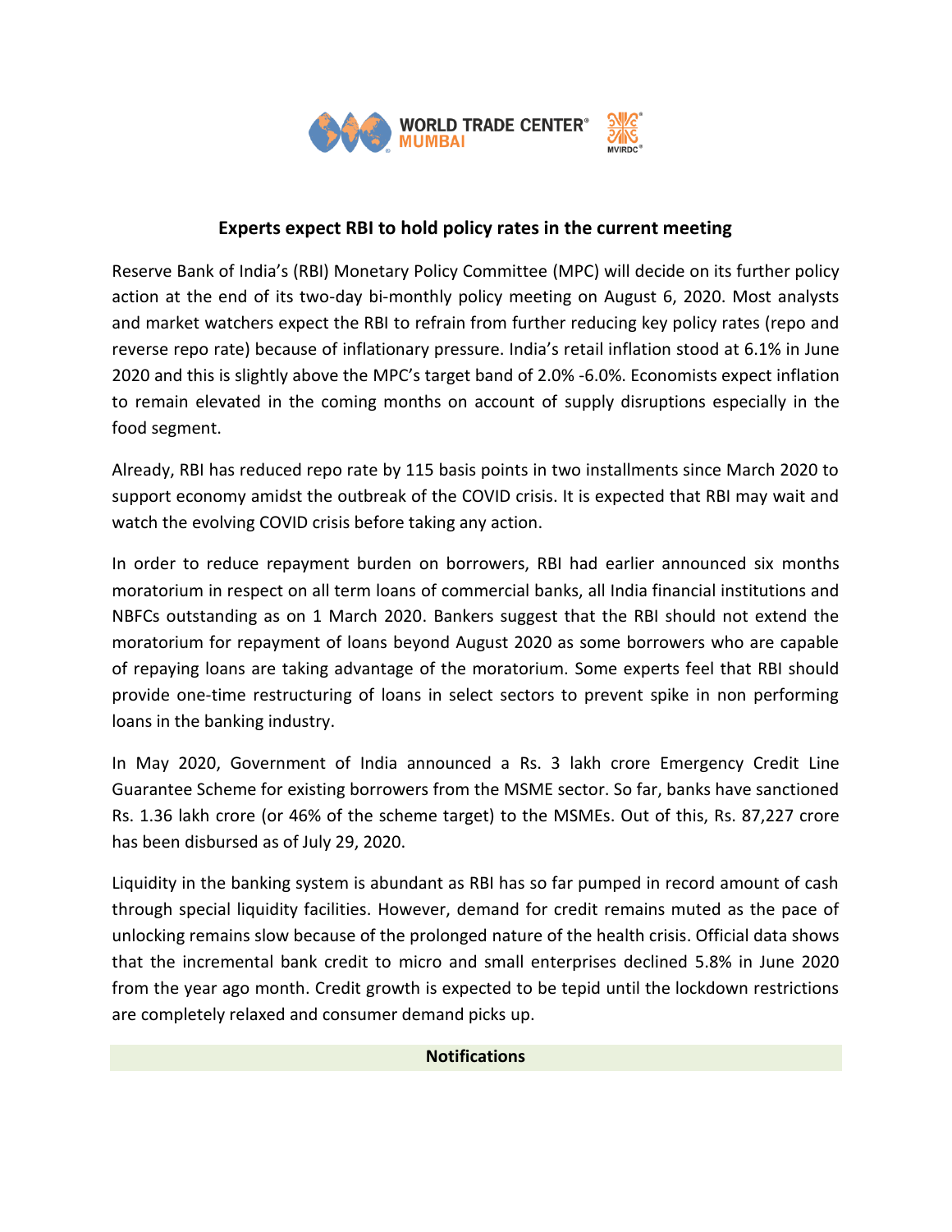# Experts expect RBI to hold policy rates in the current meeting

Reserve Bank of India's (RBI) Monetary Policy Committee (MPC) will decide on its further policy action at the end of its two-day bi-monthly policy meeting on August 6, 2020. Most analysts and market watchers expect the RBI to refrain from further reducing key policy rates (repo and reverse repo rate) because of inflationary pressure. India's retail inflation stood at 6.1% in June 2020 and this is slightly above the MPC's target band of 2.0% -6.0%. Economists expect inflation to remain elevated in the coming months on account of supply disruptions especially in the food segment.

Already, RBI has reduced repo rate by 115 basis points in two installments since March 2020 to support economy amidst the outbreak of the COVID crisis. It is expected that RBI may wait and watch the evolving COVID crisis before taking any action.

In order to reduce repayment burden on borrowers, RBI had earlier announced six months moratorium in respect on all term loans of commercial banks, all India financial institutions and NBFCs outstanding as on 1 March 2020. Bankers suggest that the RBI should not extend the moratorium for repayment of loans beyond August 2020 as some borrowers who are capable of repaying loans are taking advantage of the moratorium. Some experts feel that RBI should provide one-time restructuring of loans in select sectors to prevent spike in non performing loans in the banking industry.

In May 2020, Government of India announced a Rs. 3 lakh crore Emergency Credit Line Guarantee Scheme for existing borrowers from the MSME sector. So far, banks have sanctioned Rs. 1.36 lakh crore (or 46% of the scheme target) to the MSMEs. Out of this, Rs. 87,227 crore has been disbursed as of July 29, 2020.

Liquidity in the banking system is abundant as RBI has so far pumped in record amount of cash through special liquidity facilities. However, demand for credit remains muted as the pace of unlocking remains slow because of the prolonged nature of the health crisis. Official data shows that the incremental bank credit to micro and small enterprises declined 5.8% in June 2020 from the year ago month. Credit growth is expected to be tepid until the lockdown restrictions are completely relaxed and consumer demand picks up.

## Notifications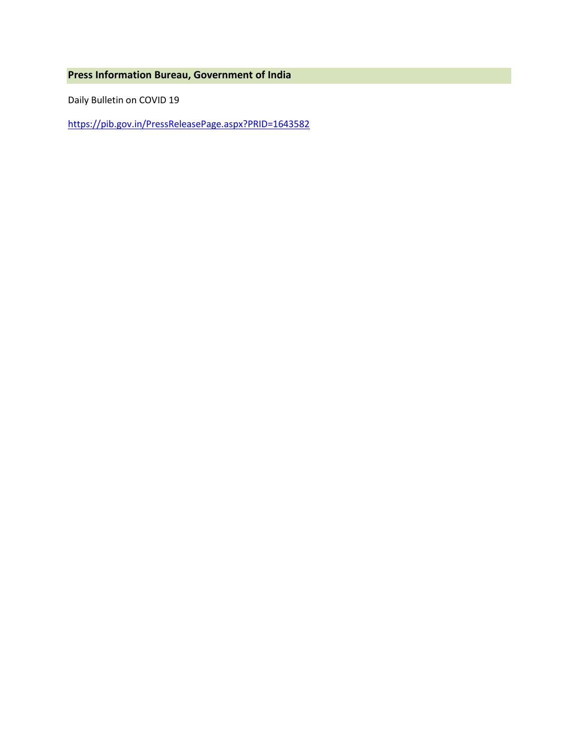**Press Information Bureau, Government of India**

Daily Bulletin on COVID 19

https://pib.gov.in/PressReleasePage.aspx?PRID=1643582